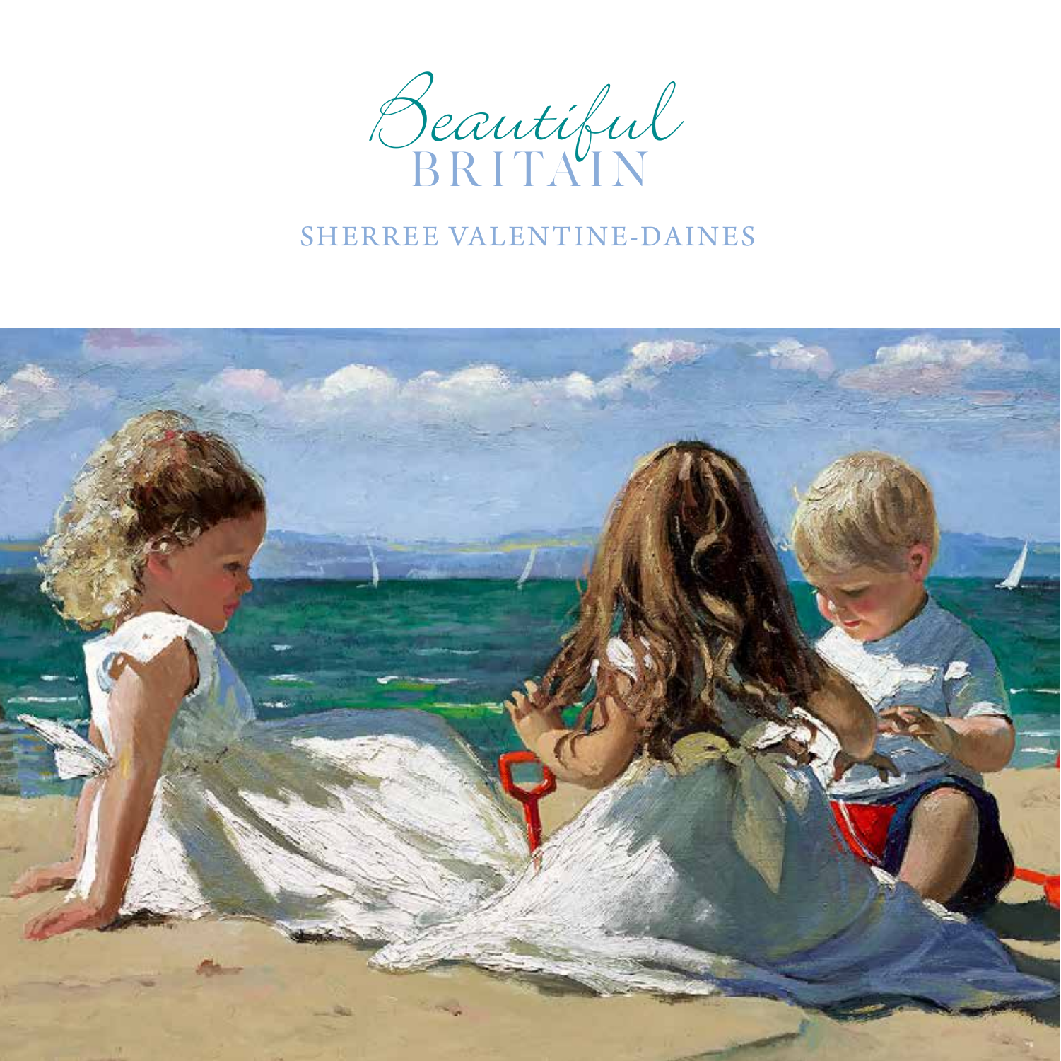# Beautiful BRITAIN

SHERREE VALENTINE-DAINES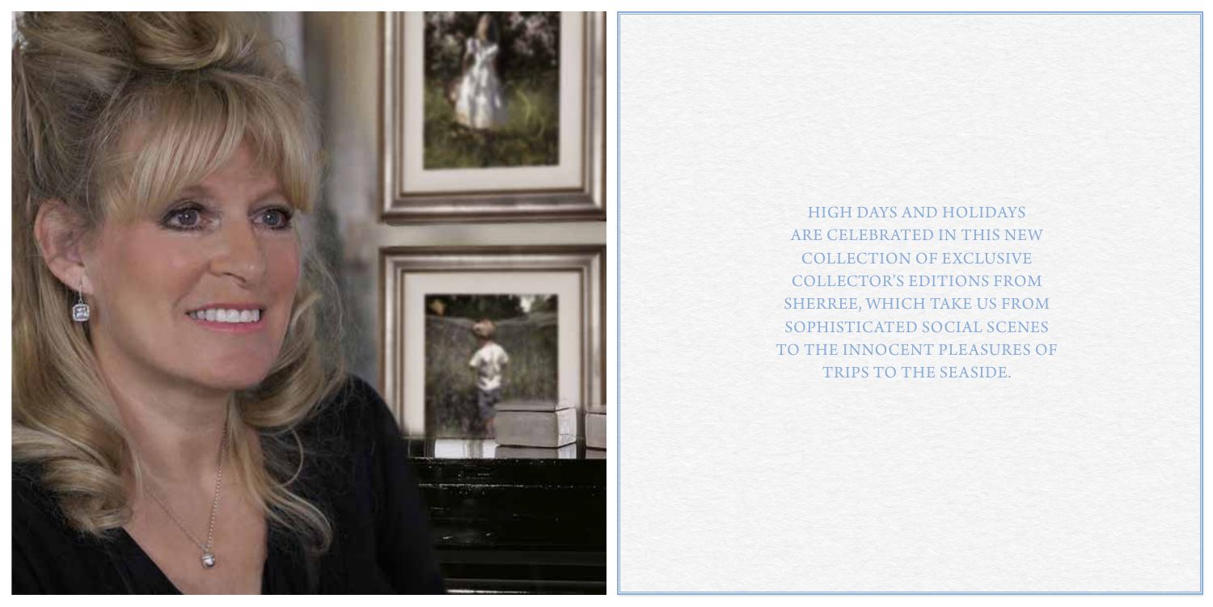HIGH DAYS AND HOLIDAYS ARE CELEBRATED IN THIS NEW COLLECTION OF EXCLUSIVE COLLECTOR'S EDITIONS FROM SHERREE, WHICH TAKE US FROM SOPHISTICATED SOCIAL SCENES TO THE INNOCENT PLEASURES OF TRIPS TO THE SEASIDE.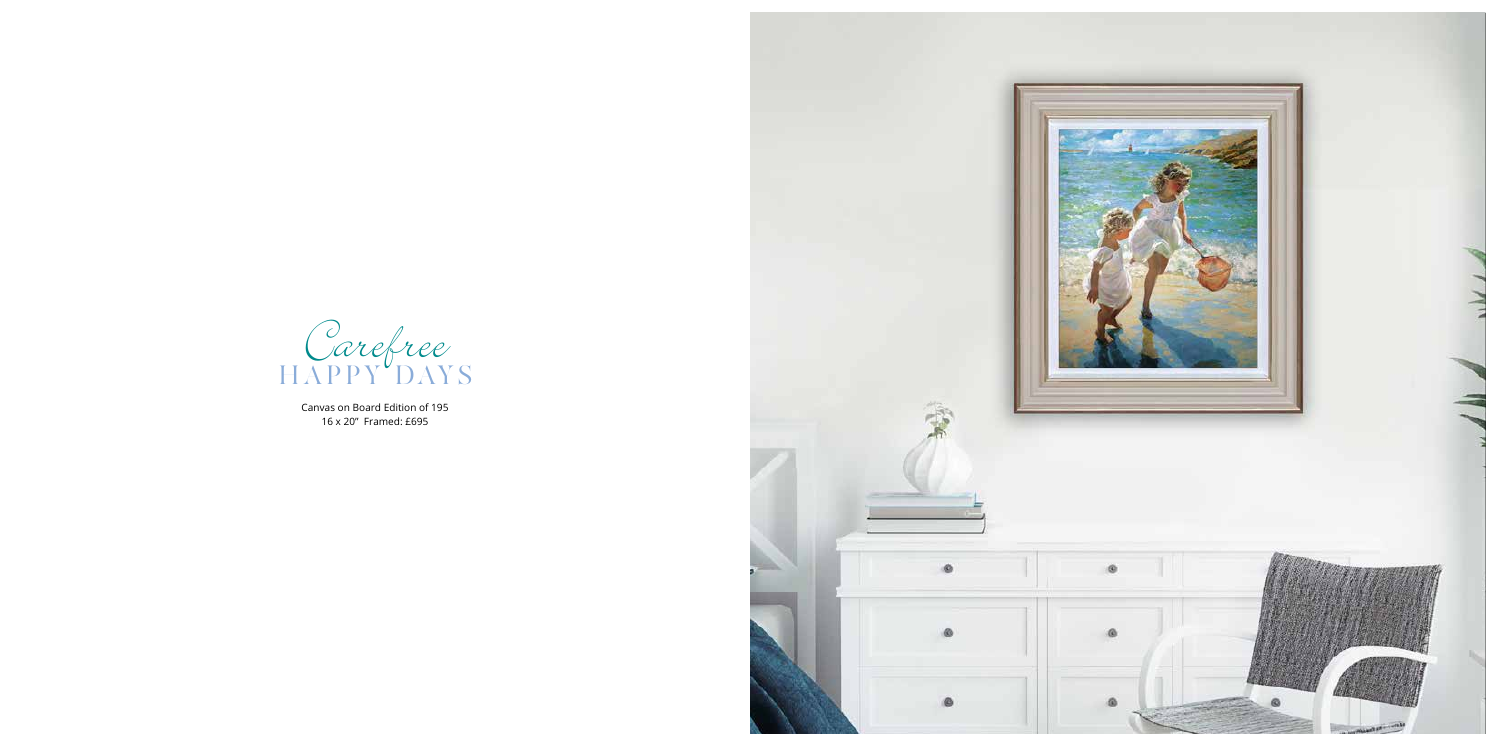# Carefree
# HAPPY DAYS

Canvas on Board Edition of 195
16 x 20" Framed: £695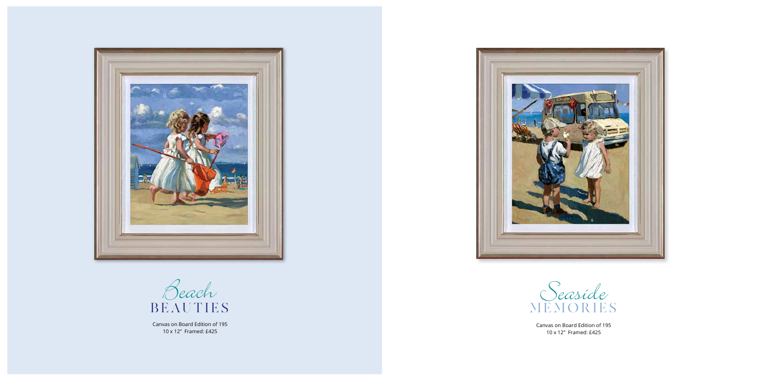## Beach BEAUTIES

Canvas on Board Edition of 195
10 x 12" Framed: £425

## Seaside MEMORIES

Canvas on Board Edition of 195
10 x 12" Framed: £425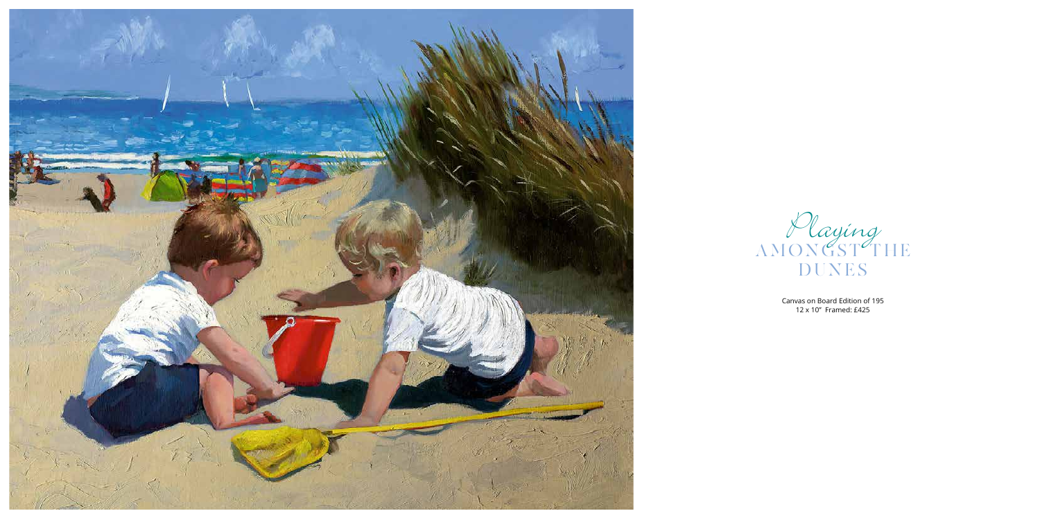# *Playing* AMONGST THE DUNES

Canvas on Board Edition of 195
12 x 10" Framed: £425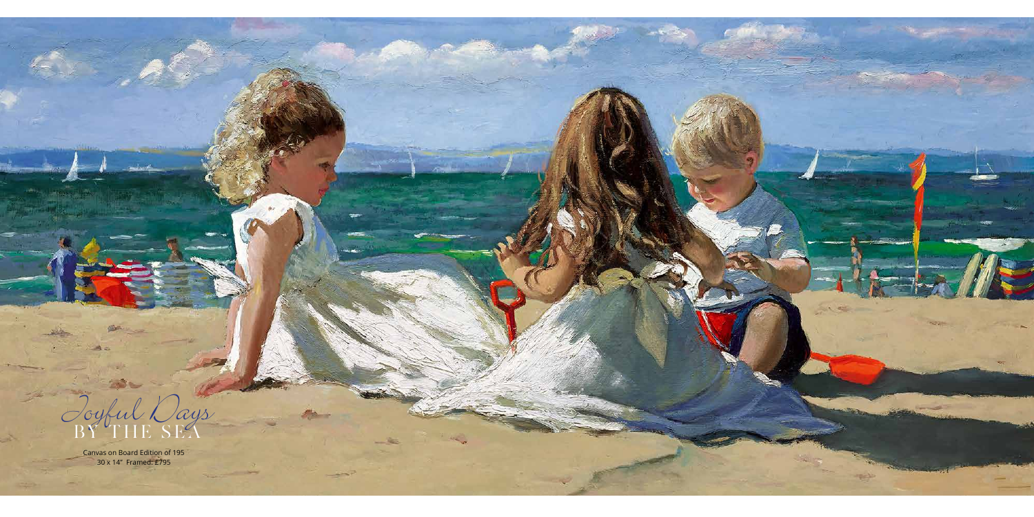# *Joyful Days* BY THE SEA

Canvas on Board Edition of 195
30 x 14" Framed: £795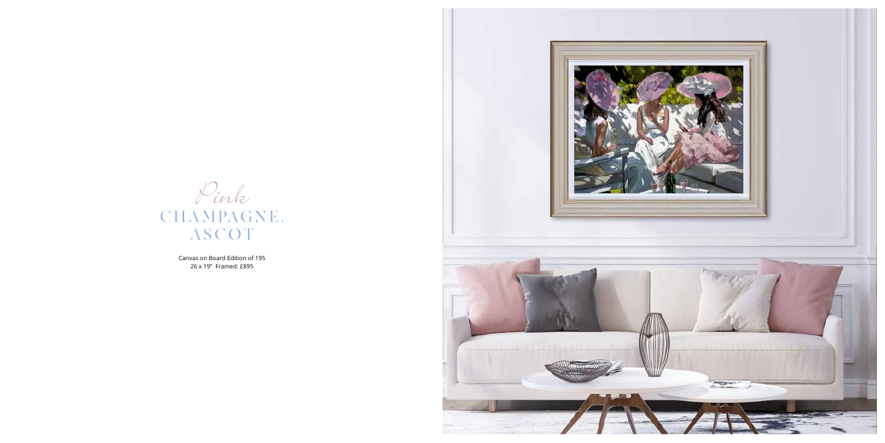# *Pink* CHAMPAGNE, ASCOT

Canvas on Board Edition of 195
26 x 19" Framed: £895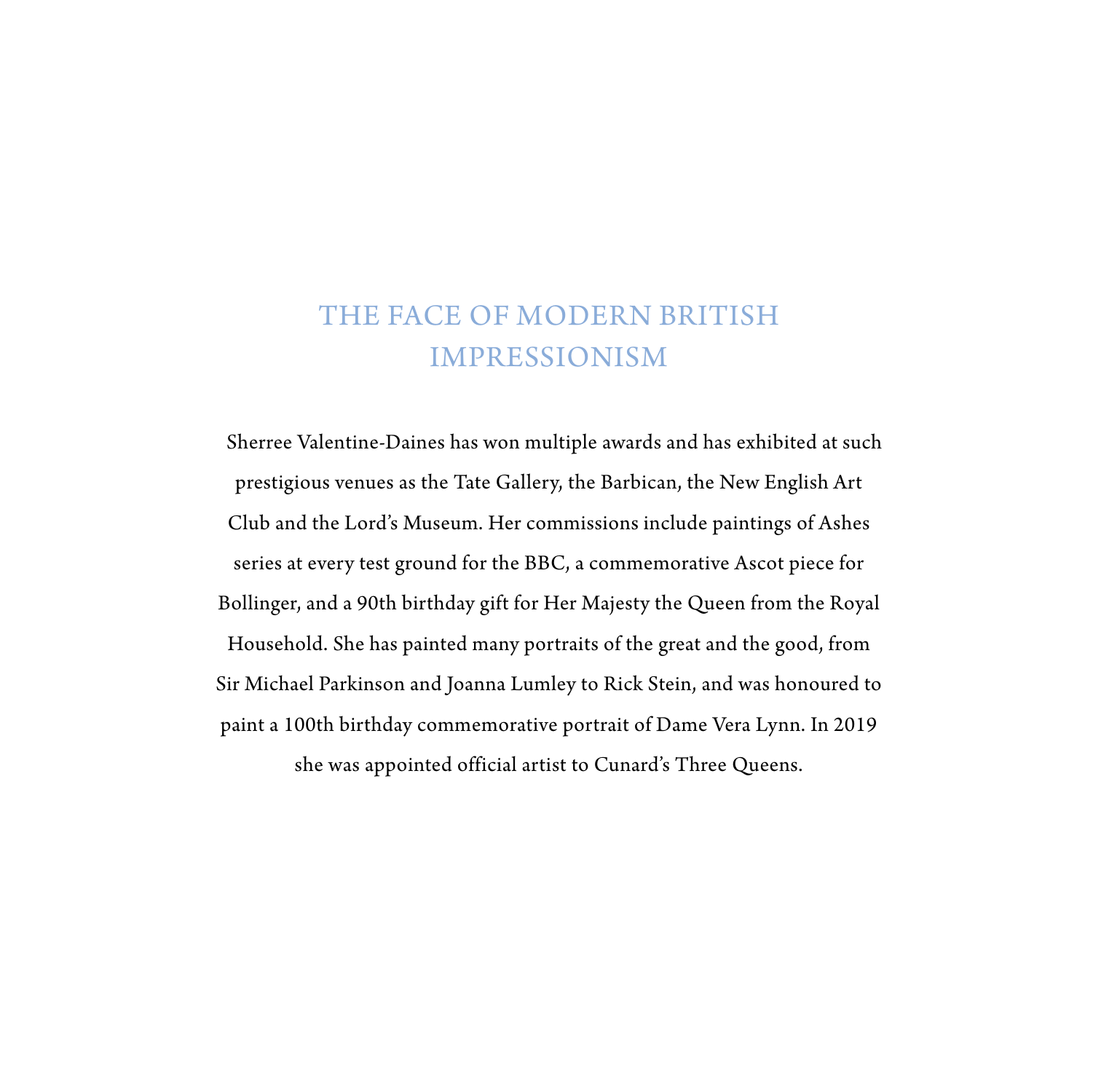# THE FACE OF MODERN BRITISH IMPRESSIONISM

Sherree Valentine-Daines has won multiple awards and has exhibited at such prestigious venues as the Tate Gallery, the Barbican, the New English Art Club and the Lord's Museum. Her commissions include paintings of Ashes series at every test ground for the BBC, a commemorative Ascot piece for Bollinger, and a 90th birthday gift for Her Majesty the Queen from the Royal Household. She has painted many portraits of the great and the good, from Sir Michael Parkinson and Joanna Lumley to Rick Stein, and was honoured to paint a 100th birthday commemorative portrait of Dame Vera Lynn. In 2019 she was appointed official artist to Cunard's Three Queens.